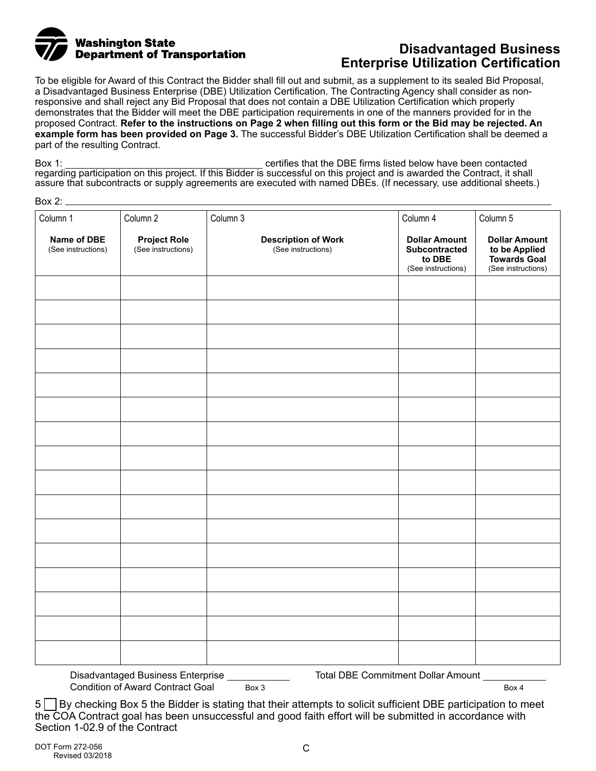**Washington State Department of Transportation**

# Disadvantaged Business Enterprise Utilization Certification

To be eligible for Award of this Contract the Bidder shall fill out and submit, as a supplement to its sealed Bid Proposal, a Disadvantaged Business Enterprise (DBE) Utilization Certification. The Contracting Agency shall consider as non-responsive and shall reject any Bid Proposal that does not contain a DBE Utilization Certification which properly demonstrates that the Bidder will meet the DBE participation requirements in one of the manners provided for in the proposed Contract. **Refer to the instructions on Page 2 when filling out this form or the Bid may be rejected. An example form has been provided on Page 3.** The successful Bidder's DBE Utilization Certification shall be deemed a part of the resulting Contract.

Box 1: ______________________________ certifies that the DBE firms listed below have been contacted regarding participation on this project. If this Bidder is successful on this project and is awarded the Contract, it shall assure that subcontracts or supply agreements are executed with named DBEs. (If necessary, use additional sheets.)

Box 2: ______________________________________________________________

| Column 1<br>**Name of DBE**<br>(See instructions) | Column 2<br>**Project Role**<br>(See instructions) | Column 3<br>**Description of Work**<br>(See instructions) | Column 4<br>**Dollar Amount Subcontracted to DBE**<br>(See instructions) | Column 5<br>**Dollar Amount to be Applied Towards Goal**<br>(See instructions) |
|---|---|---|---|---|
| | | | | |
| | | | | |
| | | | | |
| | | | | |
| | | | | |
| | | | | |
| | | | | |
| | | | | |
| | | | | |
| | | | | |
| | | | | |
| | | | | |
| | | | | |
| | | | | |
| | | | | |
| | | | | |

Disadvantaged Business Enterprise Condition of Award Contract Goal ____________ Box 3

Total DBE Commitment Dollar Amount ____________ Box 4

5 ☐ By checking Box 5 the Bidder is stating that their attempts to solicit sufficient DBE participation to meet the COA Contract goal has been unsuccessful and good faith effort will be submitted in accordance with Section 1-02.9 of the Contract

DOT Form 272-056
Revised 03/2018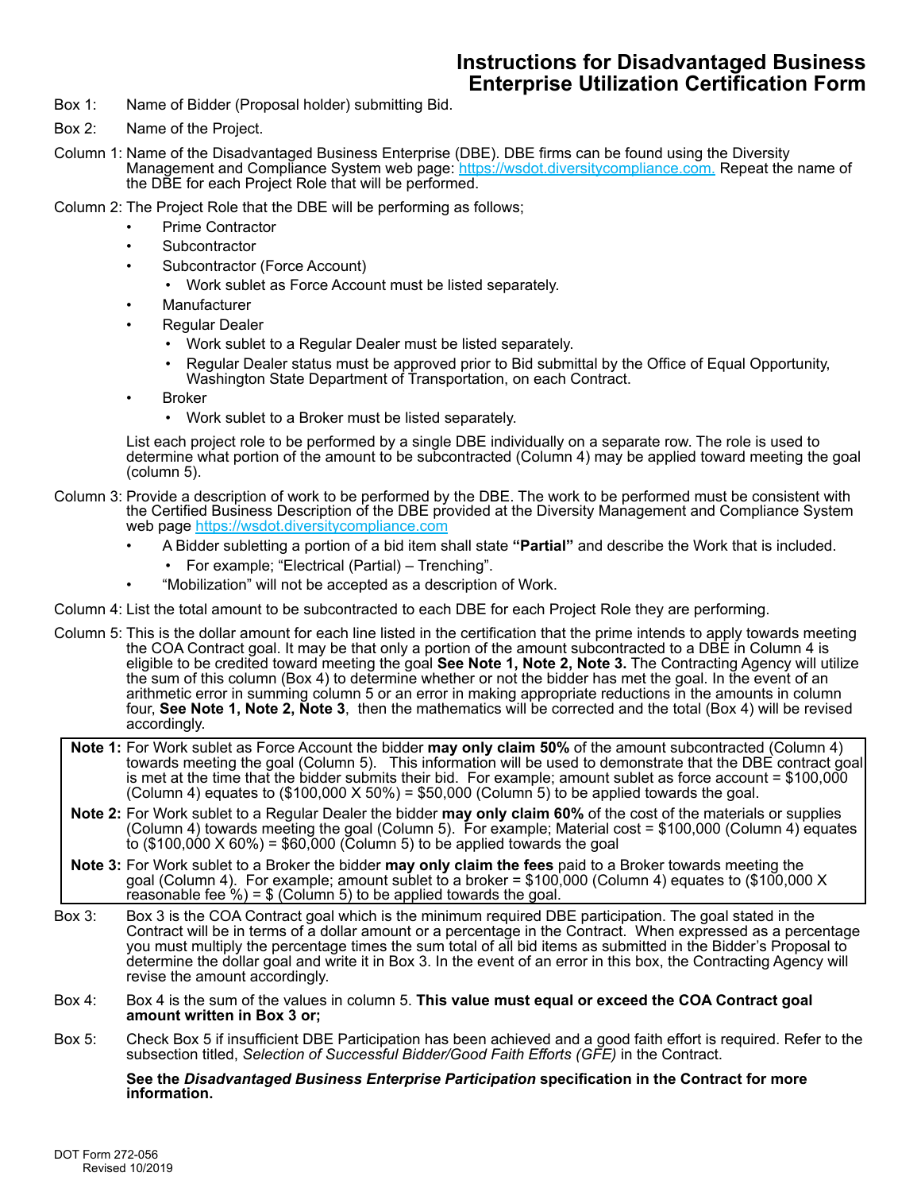# Instructions for Disadvantaged Business Enterprise Utilization Certification Form

Box 1: Name of Bidder (Proposal holder) submitting Bid.

Box 2: Name of the Project.

Column 1: Name of the Disadvantaged Business Enterprise (DBE). DBE firms can be found using the Diversity Management and Compliance System web page: https://wsdot.diversitycompliance.com. Repeat the name of the DBE for each Project Role that will be performed.

Column 2: The Project Role that the DBE will be performing as follows;

- Prime Contractor
- Subcontractor
- Subcontractor (Force Account)
  - Work sublet as Force Account must be listed separately.
- Manufacturer
- Regular Dealer
  - Work sublet to a Regular Dealer must be listed separately.
  - Regular Dealer status must be approved prior to Bid submittal by the Office of Equal Opportunity, Washington State Department of Transportation, on each Contract.
- Broker
  - Work sublet to a Broker must be listed separately.

List each project role to be performed by a single DBE individually on a separate row. The role is used to determine what portion of the amount to be subcontracted (Column 4) may be applied toward meeting the goal (column 5).

Column 3: Provide a description of work to be performed by the DBE. The work to be performed must be consistent with the Certified Business Description of the DBE provided at the Diversity Management and Compliance System web page https://wsdot.diversitycompliance.com

- A Bidder subletting a portion of a bid item shall state **"Partial"** and describe the Work that is included.
  - For example; "Electrical (Partial) – Trenching".
- "Mobilization" will not be accepted as a description of Work.

Column 4: List the total amount to be subcontracted to each DBE for each Project Role they are performing.

Column 5: This is the dollar amount for each line listed in the certification that the prime intends to apply towards meeting the COA Contract goal. It may be that only a portion of the amount subcontracted to a DBE in Column 4 is eligible to be credited toward meeting the goal **See Note 1, Note 2, Note 3.** The Contracting Agency will utilize the sum of this column (Box 4) to determine whether or not the bidder has met the goal. In the event of an arithmetic error in summing column 5 or an error in making appropriate reductions in the amounts in column four, **See Note 1, Note 2, Note 3**, then the mathematics will be corrected and the total (Box 4) will be revised accordingly.

**Note 1:** For Work sublet as Force Account the bidder **may only claim 50%** of the amount subcontracted (Column 4) towards meeting the goal (Column 5). This information will be used to demonstrate that the DBE contract goal is met at the time that the bidder submits their bid. For example; amount sublet as force account = $100,000 (Column 4) equates to ($100,000 X 50%) = $50,000 (Column 5) to be applied towards the goal.

**Note 2:** For Work sublet to a Regular Dealer the bidder **may only claim 60%** of the cost of the materials or supplies (Column 4) towards meeting the goal (Column 5). For example; Material cost = $100,000 (Column 4) equates to ($100,000 X 60%) = $60,000 (Column 5) to be applied towards the goal

**Note 3:** For Work sublet to a Broker the bidder **may only claim the fees** paid to a Broker towards meeting the goal (Column 4). For example; amount sublet to a broker = $100,000 (Column 4) equates to ($100,000 X reasonable fee %) = $ (Column 5) to be applied towards the goal.

Box 3: Box 3 is the COA Contract goal which is the minimum required DBE participation. The goal stated in the Contract will be in terms of a dollar amount or a percentage in the Contract. When expressed as a percentage you must multiply the percentage times the sum total of all bid items as submitted in the Bidder's Proposal to determine the dollar goal and write it in Box 3. In the event of an error in this box, the Contracting Agency will revise the amount accordingly.

Box 4: Box 4 is the sum of the values in column 5. **This value must equal or exceed the COA Contract goal amount written in Box 3 or;**

Box 5: Check Box 5 if insufficient DBE Participation has been achieved and a good faith effort is required. Refer to the subsection titled, *Selection of Successful Bidder/Good Faith Efforts (GFE)* in the Contract.

**See the *Disadvantaged Business Enterprise Participation* specification in the Contract for more information.**

DOT Form 272-056
Revised 10/2019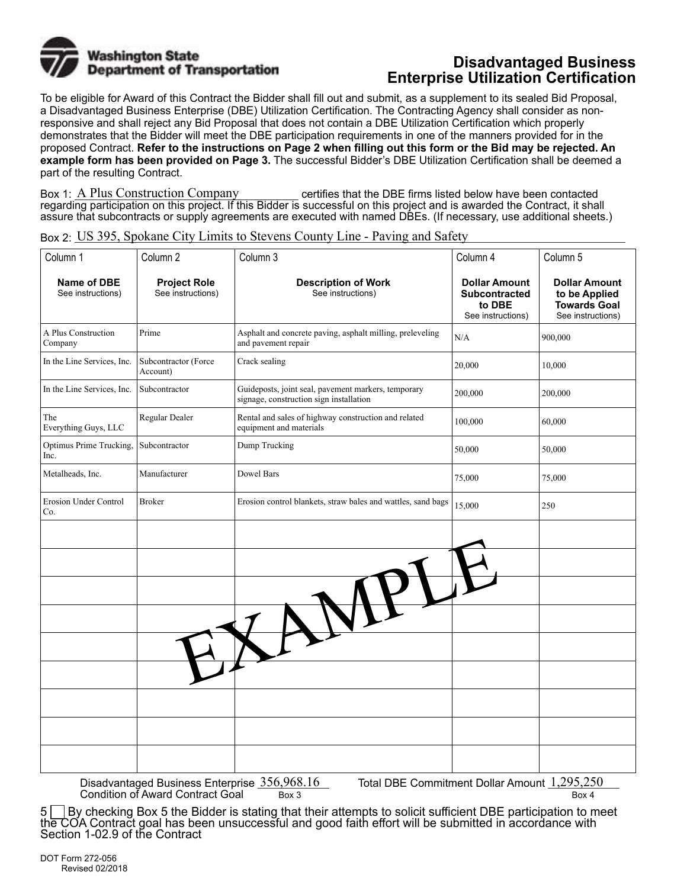Washington State Department of Transportation

# Disadvantaged Business Enterprise Utilization Certification

To be eligible for Award of this Contract the Bidder shall fill out and submit, as a supplement to its sealed Bid Proposal, a Disadvantaged Business Enterprise (DBE) Utilization Certification. The Contracting Agency shall consider as non-responsive and shall reject any Bid Proposal that does not contain a DBE Utilization Certification which properly demonstrates that the Bidder will meet the DBE participation requirements in one of the manners provided for in the proposed Contract. **Refer to the instructions on Page 2 when filling out this form or the Bid may be rejected. An example form has been provided on Page 3.** The successful Bidder's DBE Utilization Certification shall be deemed a part of the resulting Contract.

Box 1: A Plus Construction Company certifies that the DBE firms listed below have been contacted regarding participation on this project. If this Bidder is successful on this project and is awarded the Contract, it shall assure that subcontracts or supply agreements are executed with named DBEs. (If necessary, use additional sheets.)

Box 2: US 395, Spokane City Limits to Stevens County Line - Paving and Safety

| Column 1<br>**Name of DBE**<br>See instructions) | Column 2<br>**Project Role**<br>See instructions) | Column 3<br>**Description of Work**<br>See instructions) | Column 4<br>**Dollar Amount Subcontracted to DBE**<br>See instructions) | Column 5<br>**Dollar Amount to be Applied Towards Goal**<br>See instructions) |
|---|---|---|---|---|
| A Plus Construction Company | Prime | Asphalt and concrete paving, asphalt milling, preleveling and pavement repair | N/A | 900,000 |
| In the Line Services, Inc. | Subcontractor (Force Account) | Crack sealing | 20,000 | 10,000 |
| In the Line Services, Inc. | Subcontractor | Guideposts, joint seal, pavement markers, temporary signage, construction sign installation | 200,000 | 200,000 |
| The Everything Guys, LLC | Regular Dealer | Rental and sales of highway construction and related equipment and materials | 100,000 | 60,000 |
| Optimus Prime Trucking, Inc. | Subcontractor | Dump Trucking | 50,000 | 50,000 |
| Metalheads, Inc. | Manufacturer | Dowel Bars | 75,000 | 75,000 |
| Erosion Under Control Co. | Broker | Erosion control blankets, straw bales and wattles, sand bags | 15,000 | 250 |
| | | | | |
| | | | | |
| | | | | |
| | | | | |
| | | | | |
| | | | | |
| | | | | |
| | | | | |
| | | | | |

EXAMPLE

Disadvantaged Business Enterprise Condition of Award Contract Goal 356,968.16 (Box 3)

Total DBE Commitment Dollar Amount 1,295,250 (Box 4)

5 ☐ By checking Box 5 the Bidder is stating that their attempts to solicit sufficient DBE participation to meet the COA Contract goal has been unsuccessful and good faith effort will be submitted in accordance with Section 1-02.9 of the Contract

DOT Form 272-056
Revised 02/2018